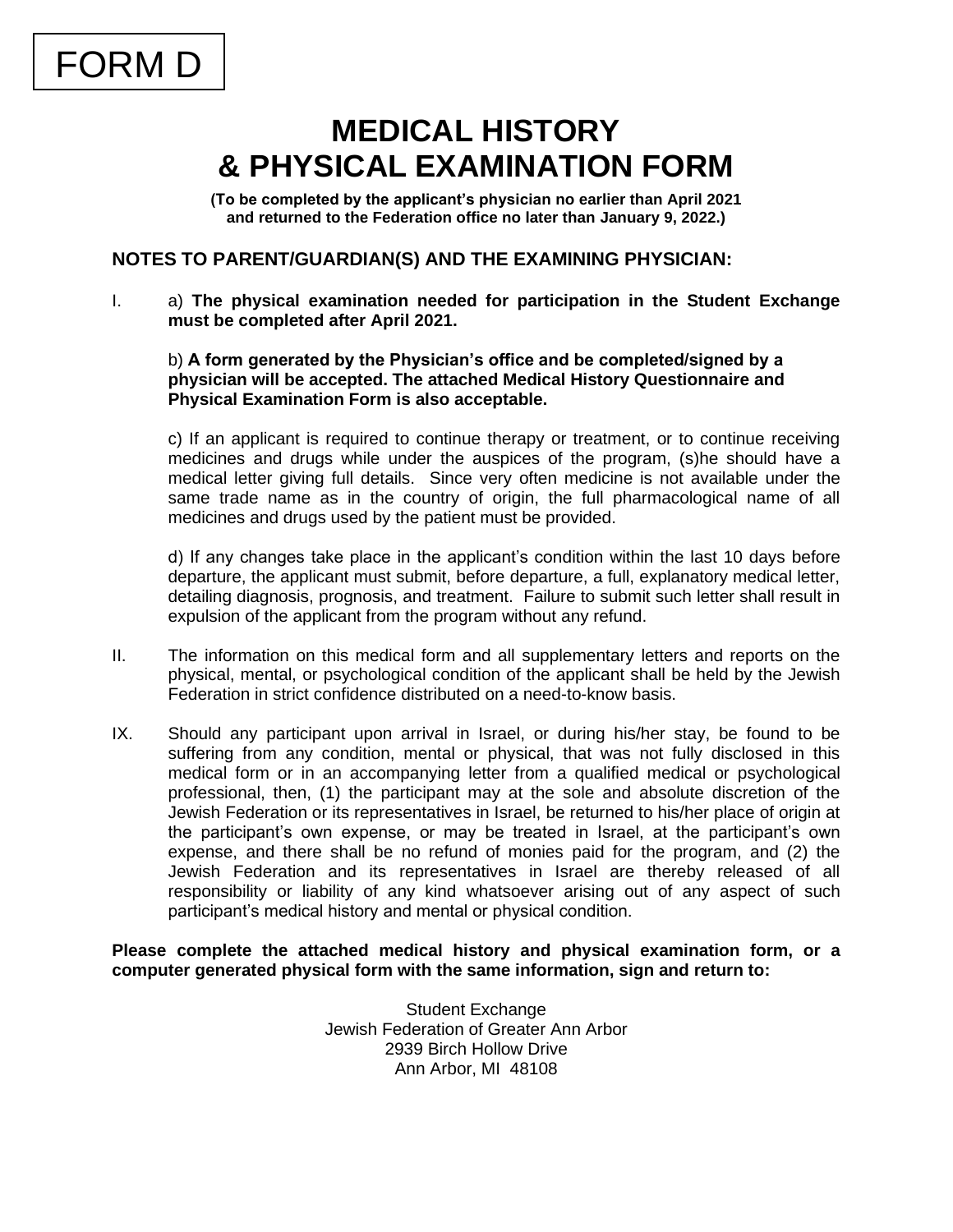FORM D

# MEDICAL HISTORY & PHYSICAL EXAMINATION FORM

**(To be completed by the applicant's physician no earlier than April 2021 and returned to the Federation office no later than January 9, 2022.)**

## NOTES TO PARENT/GUARDIAN(S) AND THE EXAMINING PHYSICIAN:

I. a) **The physical examination needed for participation in the Student Exchange must be completed after April 2021.**

b) **A form generated by the Physician's office and be completed/signed by a physician will be accepted. The attached Medical History Questionnaire and Physical Examination Form is also acceptable.**

c) If an applicant is required to continue therapy or treatment, or to continue receiving medicines and drugs while under the auspices of the program, (s)he should have a medical letter giving full details. Since very often medicine is not available under the same trade name as in the country of origin, the full pharmacological name of all medicines and drugs used by the patient must be provided.

d) If any changes take place in the applicant's condition within the last 10 days before departure, the applicant must submit, before departure, a full, explanatory medical letter, detailing diagnosis, prognosis, and treatment. Failure to submit such letter shall result in expulsion of the applicant from the program without any refund.

II. The information on this medical form and all supplementary letters and reports on the physical, mental, or psychological condition of the applicant shall be held by the Jewish Federation in strict confidence distributed on a need-to-know basis.

IX. Should any participant upon arrival in Israel, or during his/her stay, be found to be suffering from any condition, mental or physical, that was not fully disclosed in this medical form or in an accompanying letter from a qualified medical or psychological professional, then, (1) the participant may at the sole and absolute discretion of the Jewish Federation or its representatives in Israel, be returned to his/her place of origin at the participant's own expense, or may be treated in Israel, at the participant's own expense, and there shall be no refund of monies paid for the program, and (2) the Jewish Federation and its representatives in Israel are thereby released of all responsibility or liability of any kind whatsoever arising out of any aspect of such participant's medical history and mental or physical condition.

**Please complete the attached medical history and physical examination form, or a computer generated physical form with the same information, sign and return to:**

Student Exchange
Jewish Federation of Greater Ann Arbor
2939 Birch Hollow Drive
Ann Arbor, MI 48108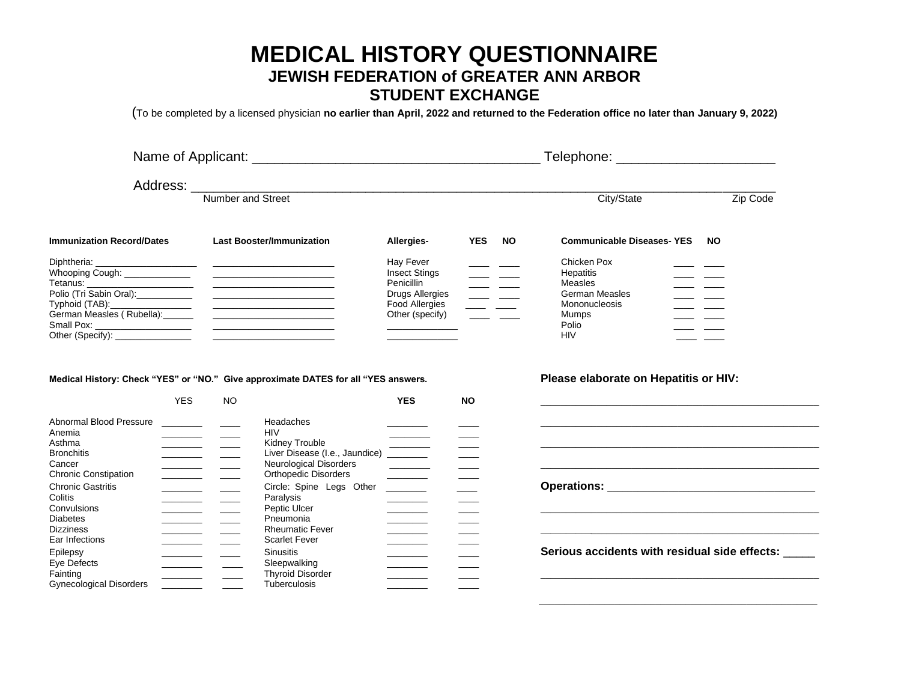# MEDICAL HISTORY QUESTIONNAIRE

## JEWISH FEDERATION of GREATER ANN ARBOR

## STUDENT EXCHANGE

(To be completed by a licensed physician **no earlier than April, 2022 and returned to the Federation office no later than January 9, 2022)**

Name of Applicant: ______________________________________ Telephone: _____________________

Address: ___________________________________________________________________________

Number and Street | City/State | Zip Code

| Immunization Record/Dates | Last Booster/Immunization |
|---|---|
| Diphtheria: ____________________ | ________________________ |
| Whooping Cough: _____________ | ________________________ |
| Tetanus: ____________________ | ________________________ |
| Polio (Tri Sabin Oral):___________ | ________________________ |
| Typhoid (TAB):_______________ | ________________________ |
| German Measles ( Rubella):______ | ________________________ |
| Small Pox: ___________________ | ________________________ |
| Other (Specify): _______________ | ________________________ |

| Allergies- | YES | NO |
|---|---|---|
| Hay Fever | ____ | ____ |
| Insect Stings | ____ | ____ |
| Penicillin | ____ | ____ |
| Drugs Allergies | ____ | ____ |
| Food Allergies | ____ | ____ |
| Other (specify) | ____ | ____ |
| ______________ | | |
| ______________ | | |

| Communicable Diseases- | YES | NO |
|---|---|---|
| Chicken Pox | ____ | ____ |
| Hepatitis | ____ | ____ |
| Measles | ____ | ____ |
| German Measles | ____ | ____ |
| Mononucleosis | ____ | ____ |
| Mumps | ____ | ____ |
| Polio | ____ | ____ |
| HIV | ____ | ____ |

**Medical History: Check "YES" or "NO." Give approximate DATES for all "YES answers.**

| | YES | NO | | YES | NO |
|---|---|---|---|---|---|
| Abnormal Blood Pressure | ________ | ____ | Headaches | ________ | ____ |
| Anemia | ________ | ____ | HIV | ________ | ____ |
| Asthma | ________ | ____ | Kidney Trouble | ________ | ____ |
| Bronchitis | ________ | ____ | Liver Disease (I.e., Jaundice) | ________ | ____ |
| Cancer | ________ | ____ | Neurological Disorders | ________ | ____ |
| Chronic Constipation | ________ | ____ | Orthopedic Disorders | ________ | ____ |
| Chronic Gastritis | ________ | ____ | Circle: Spine Legs Other | ________ | ____ |
| Colitis | ________ | ____ | Paralysis | ________ | ____ |
| Convulsions | ________ | ____ | Peptic Ulcer | ________ | ____ |
| Diabetes | ________ | ____ | Pneumonia | ________ | ____ |
| Dizziness | ________ | ____ | Rheumatic Fever | ________ | ____ |
| Ear Infections | ________ | ____ | Scarlet Fever | ________ | ____ |
| Epilepsy | ________ | ____ | Sinusitis | ________ | ____ |
| Eye Defects | ________ | ____ | Sleepwalking | ________ | ____ |
| Fainting | ________ | ____ | Thyroid Disorder | ________ | ____ |
| Gynecological Disorders | ________ | ____ | Tuberculosis | ________ | ____ |

**Please elaborate on Hepatitis or HIV:**

_________________________________________________

_________________________________________________

_________________________________________________

_________________________________________________

**Operations:** __________________________________

_________________________________________________

_________________________________________________

**Serious accidents with residual side effects:** _____

_________________________________________________

_________________________________________________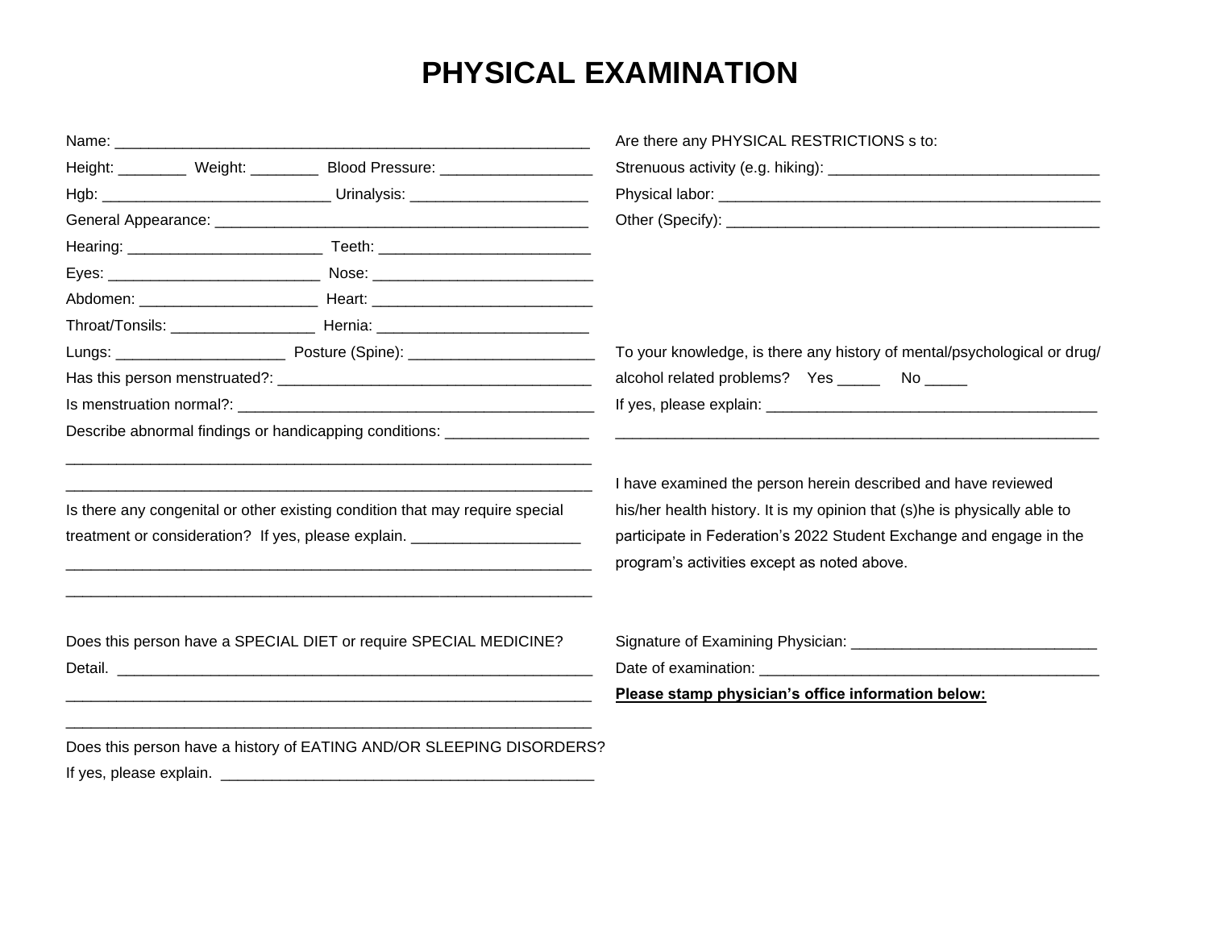# PHYSICAL EXAMINATION

Name: ____________________________________________________________

Height: ________ Weight: ________ Blood Pressure: __________________

Hgb: ___________________________ Urinalysis: _____________________

General Appearance: ______________________________________________

Hearing: _______________________ Teeth: _________________________

Eyes: _________________________ Nose: __________________________

Abdomen: _____________________ Heart: __________________________

Throat/Tonsils: _________________ Hernia: _________________________

Lungs: ____________________ Posture (Spine): ______________________

Has this person menstruated?: _______________________________________

Is menstruation normal?: ____________________________________________

Describe abnormal findings or handicapping conditions: _________________

_________________________________________________________________

_________________________________________________________________

Is there any congenital or other existing condition that may require special treatment or consideration? If yes, please explain. ____________________

_________________________________________________________________

_________________________________________________________________

Does this person have a SPECIAL DIET or require SPECIAL MEDICINE?

Detail. __________________________________________________________

_________________________________________________________________

_________________________________________________________________

Does this person have a history of EATING AND/OR SLEEPING DISORDERS?

If yes, please explain. _____________________________________________

Are there any PHYSICAL RESTRICTIONS s to:

Strenuous activity (e.g. hiking): ________________________________

Physical labor: _____________________________________________

Other (Specify): ____________________________________________

To your knowledge, is there any history of mental/psychological or drug/alcohol related problems? Yes _____ No _____

If yes, please explain: _________________________________________

____________________________________________________________

I have examined the person herein described and have reviewed his/her health history. It is my opinion that (s)he is physically able to participate in Federation's 2022 Student Exchange and engage in the program's activities except as noted above.

Signature of Examining Physician: _____________________________

Date of examination: _________________________________________

**Please stamp physician's office information below:**